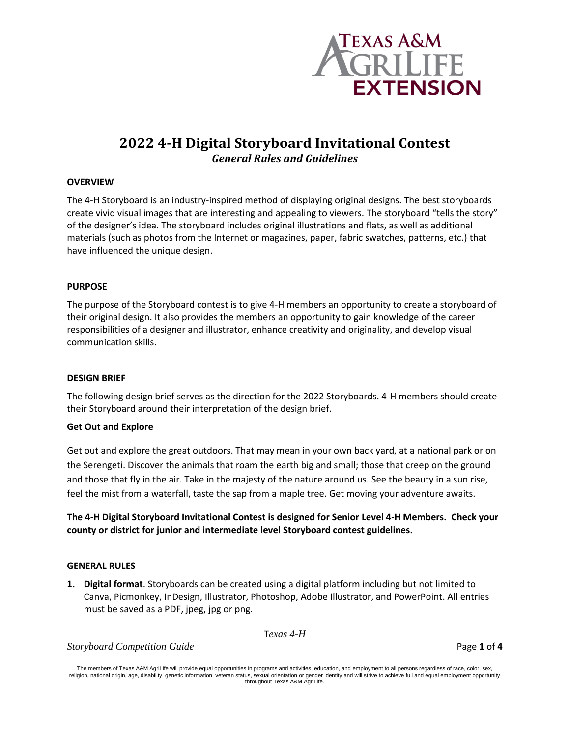# 2022 4-H Digital Storyboard Invitational Contest

## *General Rules and Guidelines*

### OVERVIEW

The 4-H Storyboard is an industry-inspired method of displaying original designs. The best storyboards create vivid visual images that are interesting and appealing to viewers. The storyboard "tells the story" of the designer's idea. The storyboard includes original illustrations and flats, as well as additional materials (such as photos from the Internet or magazines, paper, fabric swatches, patterns, etc.) that have influenced the unique design.

### PURPOSE

The purpose of the Storyboard contest is to give 4-H members an opportunity to create a storyboard of their original design. It also provides the members an opportunity to gain knowledge of the career responsibilities of a designer and illustrator, enhance creativity and originality, and develop visual communication skills.

### DESIGN BRIEF

The following design brief serves as the direction for the 2022 Storyboards. 4-H members should create their Storyboard around their interpretation of the design brief.

**Get Out and Explore**

Get out and explore the great outdoors. That may mean in your own back yard, at a national park or on the Serengeti. Discover the animals that roam the earth big and small; those that creep on the ground and those that fly in the air. Take in the majesty of the nature around us. See the beauty in a sun rise, feel the mist from a waterfall, taste the sap from a maple tree. Get moving your adventure awaits.

**The 4-H Digital Storyboard Invitational Contest is designed for Senior Level 4-H Members. Check your county or district for junior and intermediate level Storyboard contest guidelines.**

### GENERAL RULES

1. **Digital format**. Storyboards can be created using a digital platform including but not limited to Canva, Picmonkey, InDesign, Illustrator, Photoshop, Adobe Illustrator, and PowerPoint. All entries must be saved as a PDF, jpeg, jpg or png.

The members of Texas A&M AgriLife will provide equal opportunities in programs and activities, education, and employment to all persons regardless of race, color, sex, religion, national origin, age, disability, genetic information, veteran status, sexual orientation or gender identity and will strive to achieve full and equal employment opportunity throughout Texas A&M AgriLife.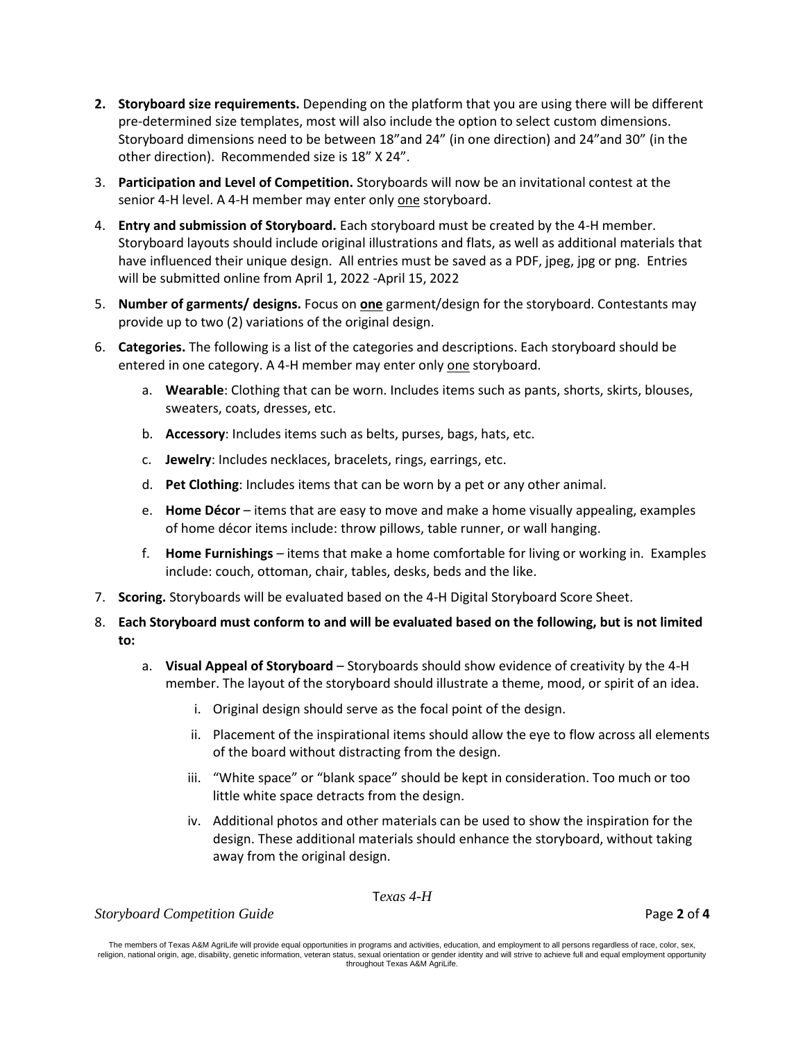2. **Storyboard size requirements.** Depending on the platform that you are using there will be different pre-determined size templates, most will also include the option to select custom dimensions. Storyboard dimensions need to be between 18"and 24" (in one direction) and 24"and 30" (in the other direction). Recommended size is 18" X 24".
3. **Participation and Level of Competition.** Storyboards will now be an invitational contest at the senior 4-H level. A 4-H member may enter only <u>one</u> storyboard.
4. **Entry and submission of Storyboard.** Each storyboard must be created by the 4-H member. Storyboard layouts should include original illustrations and flats, as well as additional materials that have influenced their unique design. All entries must be saved as a PDF, jpeg, jpg or png. Entries will be submitted online from April 1, 2022 -April 15, 2022
5. **Number of garments/ designs.** Focus on **<u>one</u>** garment/design for the storyboard. Contestants may provide up to two (2) variations of the original design.
6. **Categories.** The following is a list of the categories and descriptions. Each storyboard should be entered in one category. A 4-H member may enter only <u>one</u> storyboard.
   a. **Wearable**: Clothing that can be worn. Includes items such as pants, shorts, skirts, blouses, sweaters, coats, dresses, etc.
   b. **Accessory**: Includes items such as belts, purses, bags, hats, etc.
   c. **Jewelry**: Includes necklaces, bracelets, rings, earrings, etc.
   d. **Pet Clothing**: Includes items that can be worn by a pet or any other animal.
   e. **Home Décor** – items that are easy to move and make a home visually appealing, examples of home décor items include: throw pillows, table runner, or wall hanging.
   f. **Home Furnishings** – items that make a home comfortable for living or working in. Examples include: couch, ottoman, chair, tables, desks, beds and the like.
7. **Scoring.** Storyboards will be evaluated based on the 4-H Digital Storyboard Score Sheet.
8. **Each Storyboard must conform to and will be evaluated based on the following, but is not limited to:**
   a. **Visual Appeal of Storyboard** – Storyboards should show evidence of creativity by the 4-H member. The layout of the storyboard should illustrate a theme, mood, or spirit of an idea.
      i. Original design should serve as the focal point of the design.
      ii. Placement of the inspirational items should allow the eye to flow across all elements of the board without distracting from the design.
      iii. "White space" or "blank space" should be kept in consideration. Too much or too little white space detracts from the design.
      iv. Additional photos and other materials can be used to show the inspiration for the design. These additional materials should enhance the storyboard, without taking away from the original design.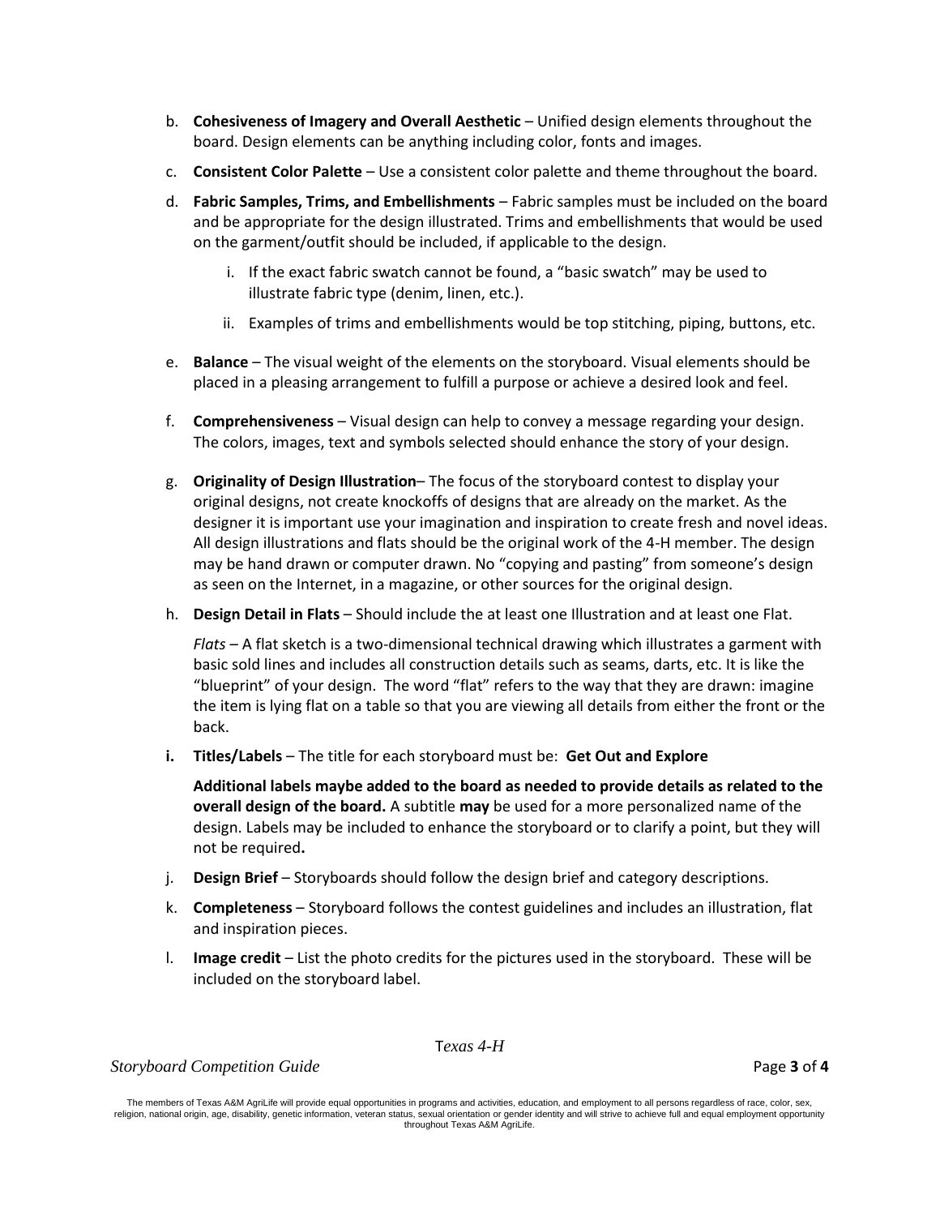b. **Cohesiveness of Imagery and Overall Aesthetic** – Unified design elements throughout the board. Design elements can be anything including color, fonts and images.

c. **Consistent Color Palette** – Use a consistent color palette and theme throughout the board.

d. **Fabric Samples, Trims, and Embellishments** – Fabric samples must be included on the board and be appropriate for the design illustrated. Trims and embellishments that would be used on the garment/outfit should be included, if applicable to the design.

   i. If the exact fabric swatch cannot be found, a "basic swatch" may be used to illustrate fabric type (denim, linen, etc.).

   ii. Examples of trims and embellishments would be top stitching, piping, buttons, etc.

e. **Balance** – The visual weight of the elements on the storyboard. Visual elements should be placed in a pleasing arrangement to fulfill a purpose or achieve a desired look and feel.

f. **Comprehensiveness** – Visual design can help to convey a message regarding your design. The colors, images, text and symbols selected should enhance the story of your design.

g. **Originality of Design Illustration**– The focus of the storyboard contest to display your original designs, not create knockoffs of designs that are already on the market. As the designer it is important use your imagination and inspiration to create fresh and novel ideas. All design illustrations and flats should be the original work of the 4-H member. The design may be hand drawn or computer drawn. No "copying and pasting" from someone's design as seen on the Internet, in a magazine, or other sources for the original design.

h. **Design Detail in Flats** – Should include the at least one Illustration and at least one Flat.

   *Flats* – A flat sketch is a two-dimensional technical drawing which illustrates a garment with basic sold lines and includes all construction details such as seams, darts, etc. It is like the "blueprint" of your design. The word "flat" refers to the way that they are drawn: imagine the item is lying flat on a table so that you are viewing all details from either the front or the back.

**i. Titles/Labels** – The title for each storyboard must be: **Get Out and Explore**

   **Additional labels maybe added to the board as needed to provide details as related to the overall design of the board.** A subtitle **may** be used for a more personalized name of the design. Labels may be included to enhance the storyboard or to clarify a point, but they will not be required**.**

j. **Design Brief** – Storyboards should follow the design brief and category descriptions.

k. **Completeness** – Storyboard follows the contest guidelines and includes an illustration, flat and inspiration pieces.

l. **Image credit** – List the photo credits for the pictures used in the storyboard. These will be included on the storyboard label.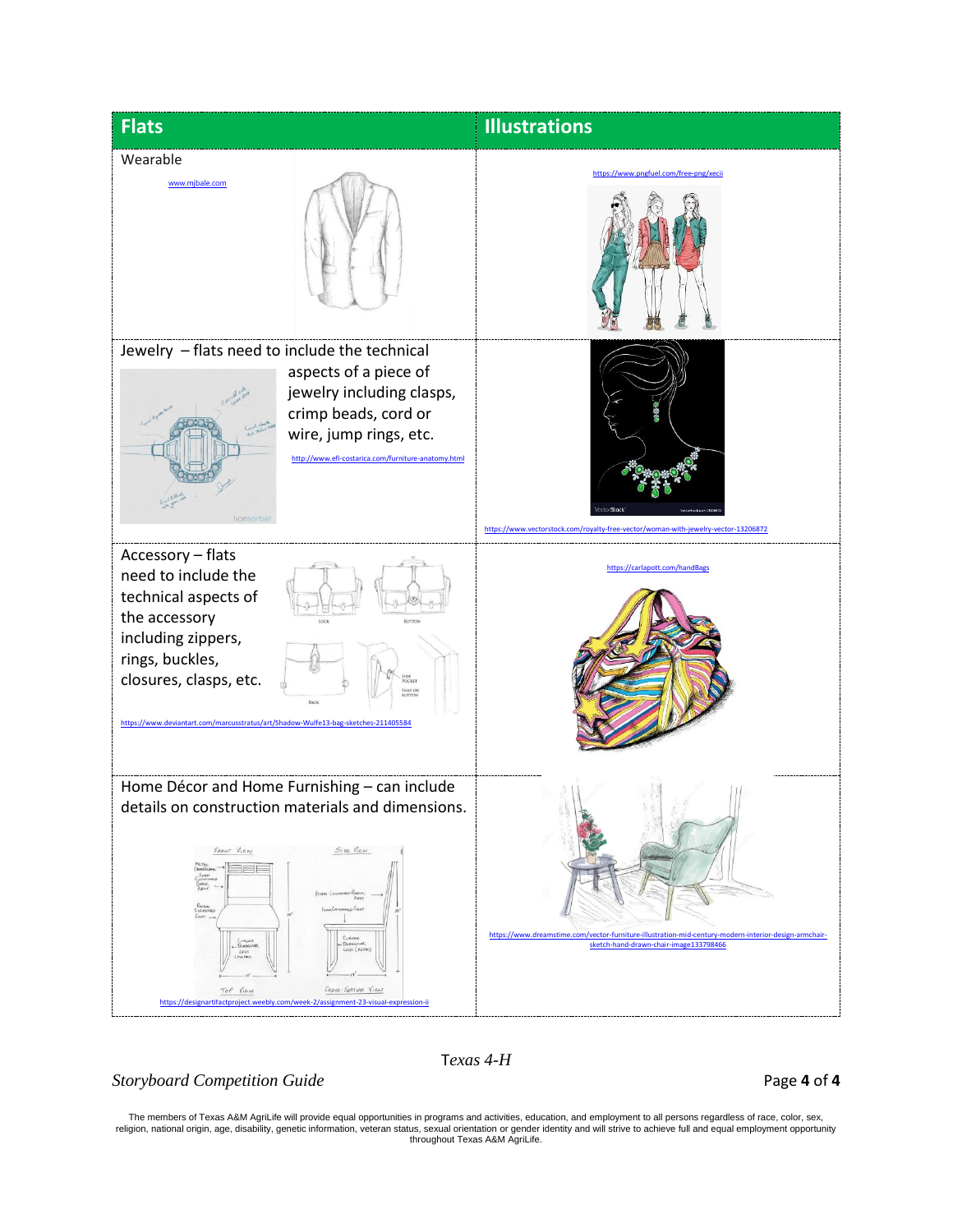| Flats | Illustrations |
| --- | --- |
| Wearable<br>www.mjbale.com | https://www.pngfuel.com/free-png/xecij |
| Jewelry – flats need to include the technical aspects of a piece of jewelry including clasps, crimp beads, cord or wire, jump rings, etc.<br>http://www.efi-costarica.com/furniture-anatomy.html | https://www.vectorstock.com/royalty-free-vector/woman-with-jewelry-vector-13206872 |
| Accessory – flats need to include the technical aspects of the accessory including zippers, rings, buckles, closures, clasps, etc.<br>https://www.deviantart.com/marcusstratus/art/Shadow-Wulfe13-bag-sketches-211405584 | https://carlapott.com/handBags |
| Home Décor and Home Furnishing – can include details on construction materials and dimensions.<br>https://designartifactproject.weebly.com/week-2/assignment-23-visual-expression-ii | https://www.dreamstime.com/vector-furniture-illustration-mid-century-modern-interior-design-armchair-sketch-hand-drawn-chair-image133798466 |

The members of Texas A&M AgriLife will provide equal opportunities in programs and activities, education, and employment to all persons regardless of race, color, sex, religion, national origin, age, disability, genetic information, veteran status, sexual orientation or gender identity and will strive to achieve full and equal employment opportunity throughout Texas A&M AgriLife.